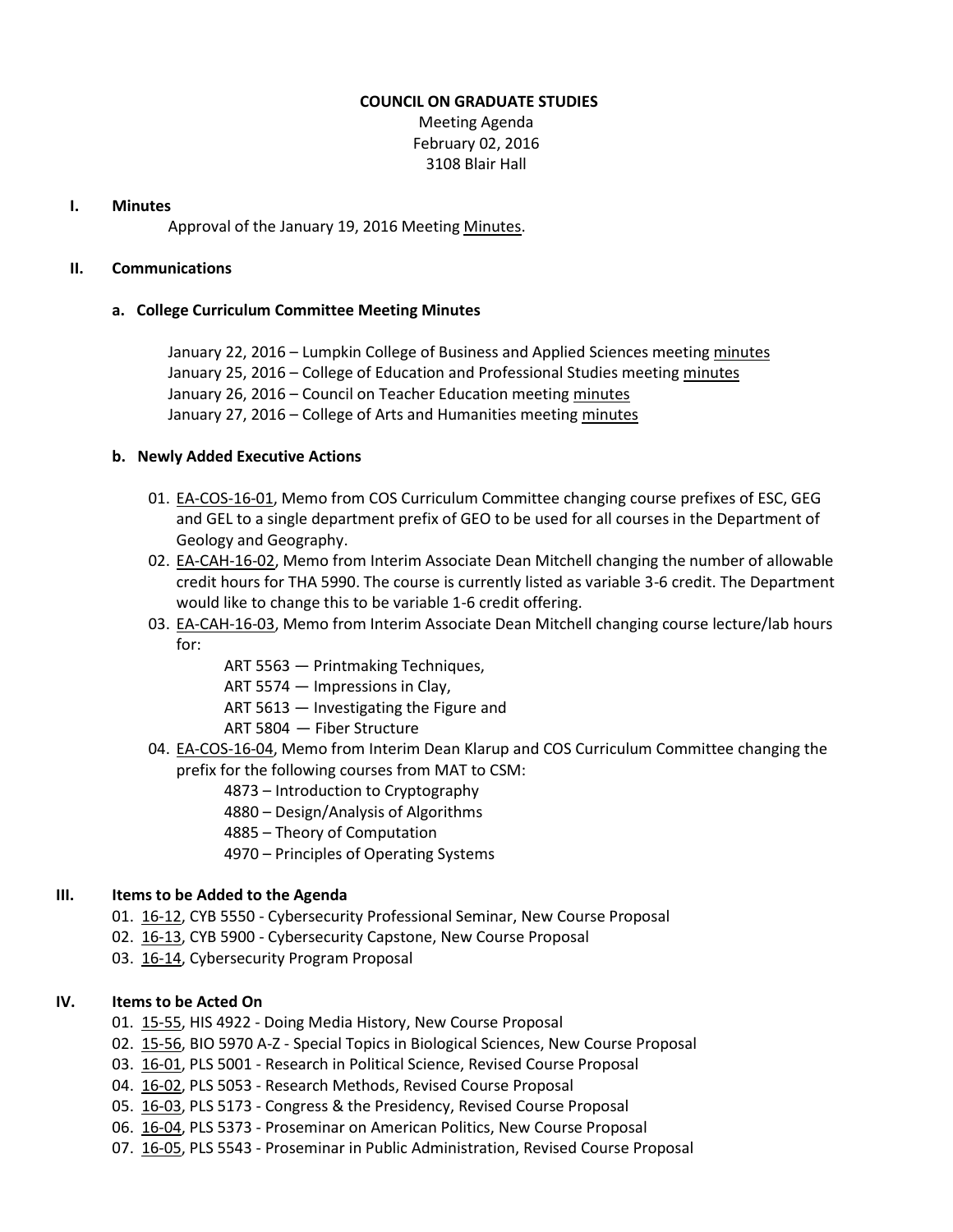# COUNCIL ON GRADUATE STUDIES

Meeting Agenda
February 02, 2016
3108 Blair Hall

## I. Minutes

Approval of the January 19, 2016 Meeting Minutes.

## II. Communications

### a. College Curriculum Committee Meeting Minutes

January 22, 2016 – Lumpkin College of Business and Applied Sciences meeting minutes
January 25, 2016 – College of Education and Professional Studies meeting minutes
January 26, 2016 – Council on Teacher Education meeting minutes
January 27, 2016 – College of Arts and Humanities meeting minutes

### b. Newly Added Executive Actions

01. EA-COS-16-01, Memo from COS Curriculum Committee changing course prefixes of ESC, GEG and GEL to a single department prefix of GEO to be used for all courses in the Department of Geology and Geography.
02. EA-CAH-16-02, Memo from Interim Associate Dean Mitchell changing the number of allowable credit hours for THA 5990. The course is currently listed as variable 3-6 credit. The Department would like to change this to be variable 1-6 credit offering.
03. EA-CAH-16-03, Memo from Interim Associate Dean Mitchell changing course lecture/lab hours for:
    - ART 5563 — Printmaking Techniques,
    - ART 5574 — Impressions in Clay,
    - ART 5613 — Investigating the Figure and
    - ART 5804 — Fiber Structure
04. EA-COS-16-04, Memo from Interim Dean Klarup and COS Curriculum Committee changing the prefix for the following courses from MAT to CSM:
    - 4873 – Introduction to Cryptography
    - 4880 – Design/Analysis of Algorithms
    - 4885 – Theory of Computation
    - 4970 – Principles of Operating Systems

## III. Items to be Added to the Agenda

01. 16-12, CYB 5550 - Cybersecurity Professional Seminar, New Course Proposal
02. 16-13, CYB 5900 - Cybersecurity Capstone, New Course Proposal
03. 16-14, Cybersecurity Program Proposal

## IV. Items to be Acted On

01. 15-55, HIS 4922 - Doing Media History, New Course Proposal
02. 15-56, BIO 5970 A-Z - Special Topics in Biological Sciences, New Course Proposal
03. 16-01, PLS 5001 - Research in Political Science, Revised Course Proposal
04. 16-02, PLS 5053 - Research Methods, Revised Course Proposal
05. 16-03, PLS 5173 - Congress & the Presidency, Revised Course Proposal
06. 16-04, PLS 5373 - Proseminar on American Politics, New Course Proposal
07. 16-05, PLS 5543 - Proseminar in Public Administration, Revised Course Proposal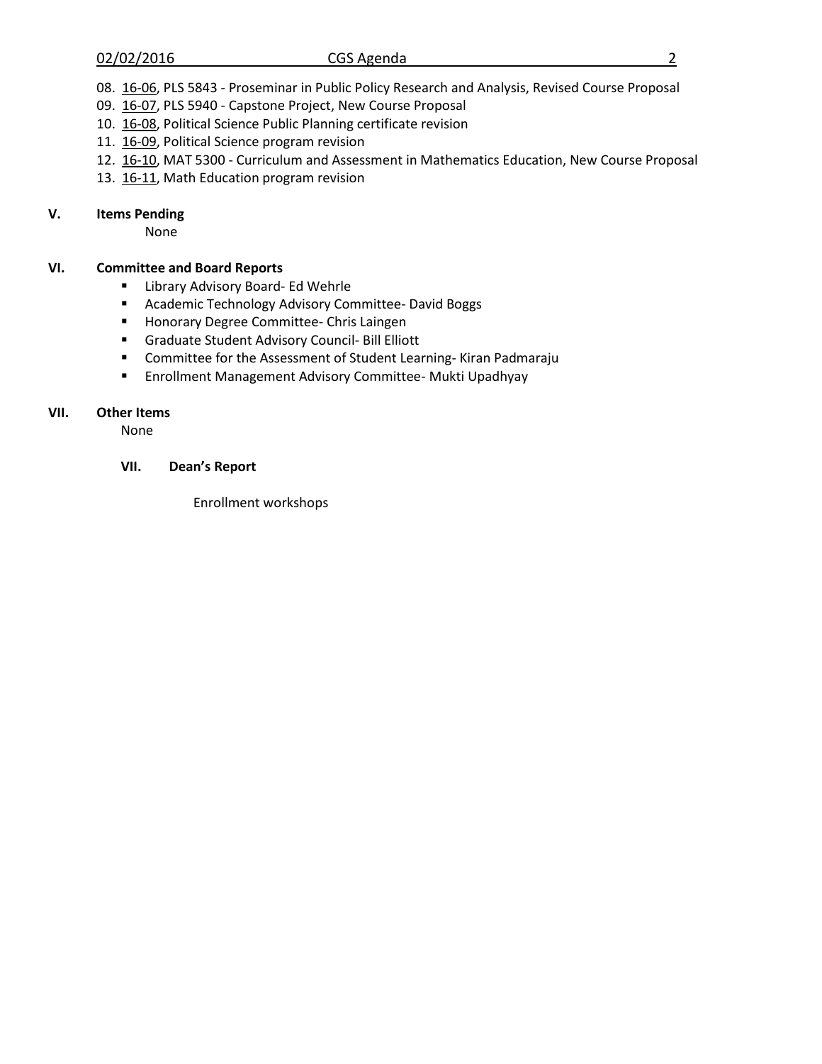08. 16-06, PLS 5843 - Proseminar in Public Policy Research and Analysis, Revised Course Proposal
09. 16-07, PLS 5940 - Capstone Project, New Course Proposal
10. 16-08, Political Science Public Planning certificate revision
11. 16-09, Political Science program revision
12. 16-10, MAT 5300 - Curriculum and Assessment in Mathematics Education, New Course Proposal
13. 16-11, Math Education program revision

## V. Items Pending

None

## VI. Committee and Board Reports

- Library Advisory Board- Ed Wehrle
- Academic Technology Advisory Committee- David Boggs
- Honorary Degree Committee- Chris Laingen
- Graduate Student Advisory Council- Bill Elliott
- Committee for the Assessment of Student Learning- Kiran Padmaraju
- Enrollment Management Advisory Committee- Mukti Upadhyay

## VII. Other Items

None

### VII. Dean's Report

Enrollment workshops